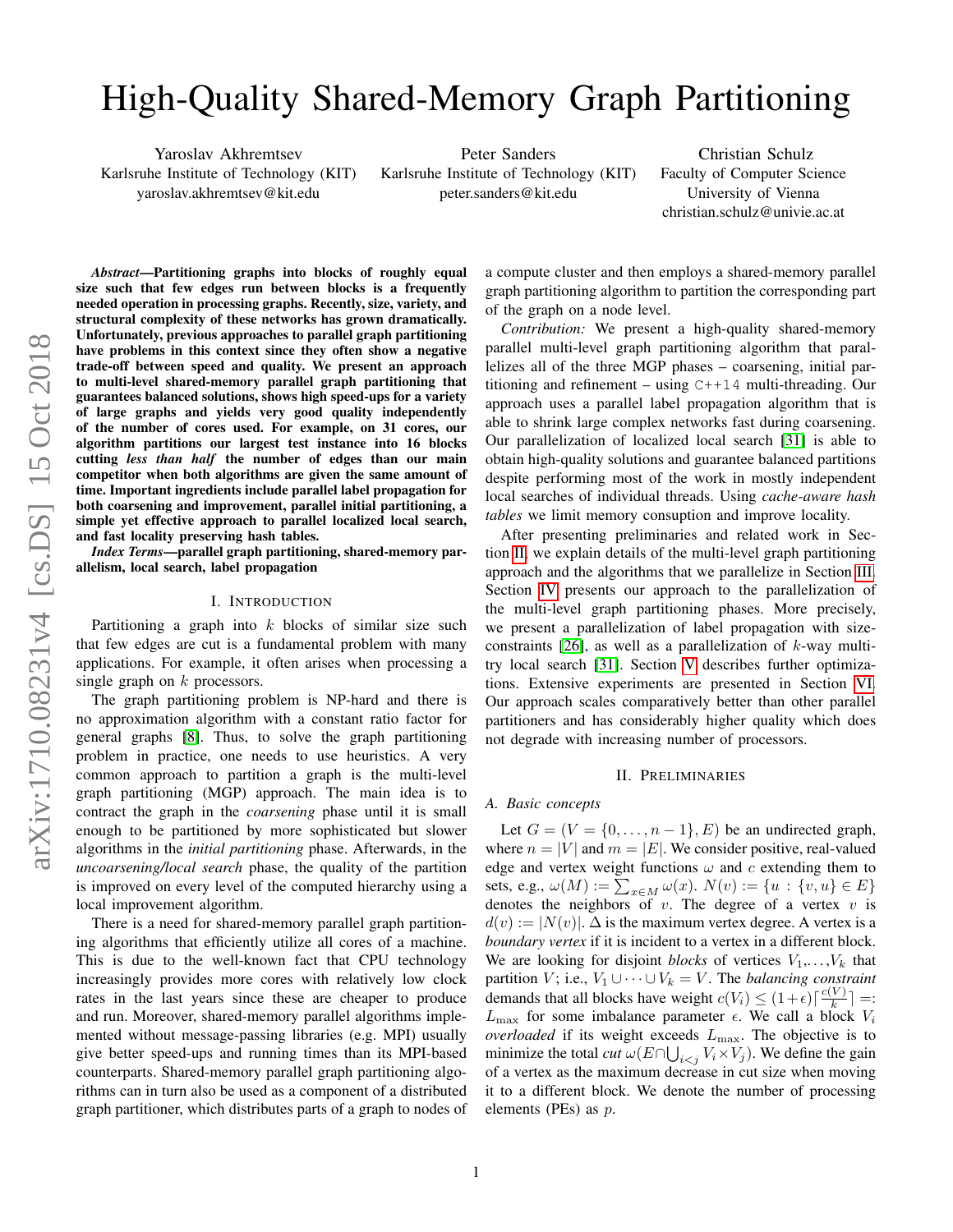# High-Quality Shared-Memory Graph Partitioning

Yaroslav Akhremtsev
Karlsruhe Institute of Technology (KIT)
yaroslav.akhremtsev@kit.edu

Peter Sanders
Karlsruhe Institute of Technology (KIT)
peter.sanders@kit.edu

Christian Schulz
Faculty of Computer Science
University of Vienna
christian.schulz@univie.ac.at

***Abstract*—Partitioning graphs into blocks of roughly equal size such that few edges run between blocks is a frequently needed operation in processing graphs. Recently, size, variety, and structural complexity of these networks has grown dramatically. Unfortunately, previous approaches to parallel graph partitioning have problems in this context since they often show a negative trade-off between speed and quality. We present an approach to multi-level shared-memory parallel graph partitioning that guarantees balanced solutions, shows high speed-ups for a variety of large graphs and yields very good quality independently of the number of cores used. For example, on 31 cores, our algorithm partitions our largest test instance into 16 blocks cutting *less than half* the number of edges than our main competitor when both algorithms are given the same amount of time. Important ingredients include parallel label propagation for both coarsening and improvement, parallel initial partitioning, a simple yet effective approach to parallel localized local search, and fast locality preserving hash tables.**

***Index Terms*—parallel graph partitioning, shared-memory parallelism, local search, label propagation**

## I. Introduction

Partitioning a graph into $k$ blocks of similar size such that few edges are cut is a fundamental problem with many applications. For example, it often arises when processing a single graph on $k$ processors.

The graph partitioning problem is NP-hard and there is no approximation algorithm with a constant ratio factor for general graphs [8]. Thus, to solve the graph partitioning problem in practice, one needs to use heuristics. A very common approach to partition a graph is the multi-level graph partitioning (MGP) approach. The main idea is to contract the graph in the *coarsening* phase until it is small enough to be partitioned by more sophisticated but slower algorithms in the *initial partitioning* phase. Afterwards, in the *uncoarsening/local search* phase, the quality of the partition is improved on every level of the computed hierarchy using a local improvement algorithm.

There is a need for shared-memory parallel graph partitioning algorithms that efficiently utilize all cores of a machine. This is due to the well-known fact that CPU technology increasingly provides more cores with relatively low clock rates in the last years since these are cheaper to produce and run. Moreover, shared-memory parallel algorithms implemented without message-passing libraries (e.g. MPI) usually give better speed-ups and running times than its MPI-based counterparts. Shared-memory parallel graph partitioning algorithms can in turn also be used as a component of a distributed graph partitioner, which distributes parts of a graph to nodes of a compute cluster and then employs a shared-memory parallel graph partitioning algorithm to partition the corresponding part of the graph on a node level.

*Contribution:* We present a high-quality shared-memory parallel multi-level graph partitioning algorithm that parallelizes all of the three MGP phases – coarsening, initial partitioning and refinement – using `C++14` multi-threading. Our approach uses a parallel label propagation algorithm that is able to shrink large complex networks fast during coarsening. Our parallelization of localized local search [31] is able to obtain high-quality solutions and guarantee balanced partitions despite performing most of the work in mostly independent local searches of individual threads. Using *cache-aware hash tables* we limit memory consuption and improve locality.

After presenting preliminaries and related work in Section II, we explain details of the multi-level graph partitioning approach and the algorithms that we parallelize in Section III. Section IV presents our approach to the parallelization of the multi-level graph partitioning phases. More precisely, we present a parallelization of label propagation with size-constraints [26], as well as a parallelization of $k$-way multi-try local search [31]. Section V describes further optimizations. Extensive experiments are presented in Section VI. Our approach scales comparatively better than other parallel partitioners and has considerably higher quality which does not degrade with increasing number of processors.

## II. Preliminaries

### A. Basic concepts

Let $G = (V = \{0, \ldots, n-1\}, E)$ be an undirected graph, where $n = |V|$ and $m = |E|$. We consider positive, real-valued edge and vertex weight functions $\omega$ and $c$ extending them to sets, e.g., $\omega(M) := \sum_{x \in M} \omega(x)$. $N(v) := \{u : \{v, u\} \in E\}$ denotes the neighbors of $v$. The degree of a vertex $v$ is $d(v) := |N(v)|$. $\Delta$ is the maximum vertex degree. A vertex is a *boundary vertex* if it is incident to a vertex in a different block. We are looking for disjoint *blocks* of vertices $V_1, \ldots, V_k$ that partition $V$; i.e., $V_1 \cup \cdots \cup V_k = V$. The *balancing constraint* demands that all blocks have weight $c(V_i) \leq (1+\epsilon)\lceil \frac{c(V)}{k} \rceil =: L_{\max}$ for some imbalance parameter $\epsilon$. We call a block $V_i$ *overloaded* if its weight exceeds $L_{\max}$. The objective is to minimize the total *cut* $\omega(E \cap \bigcup_{i<j} V_i \times V_j)$. We define the gain of a vertex as the maximum decrease in cut size when moving it to a different block. We denote the number of processing elements (PEs) as $p$.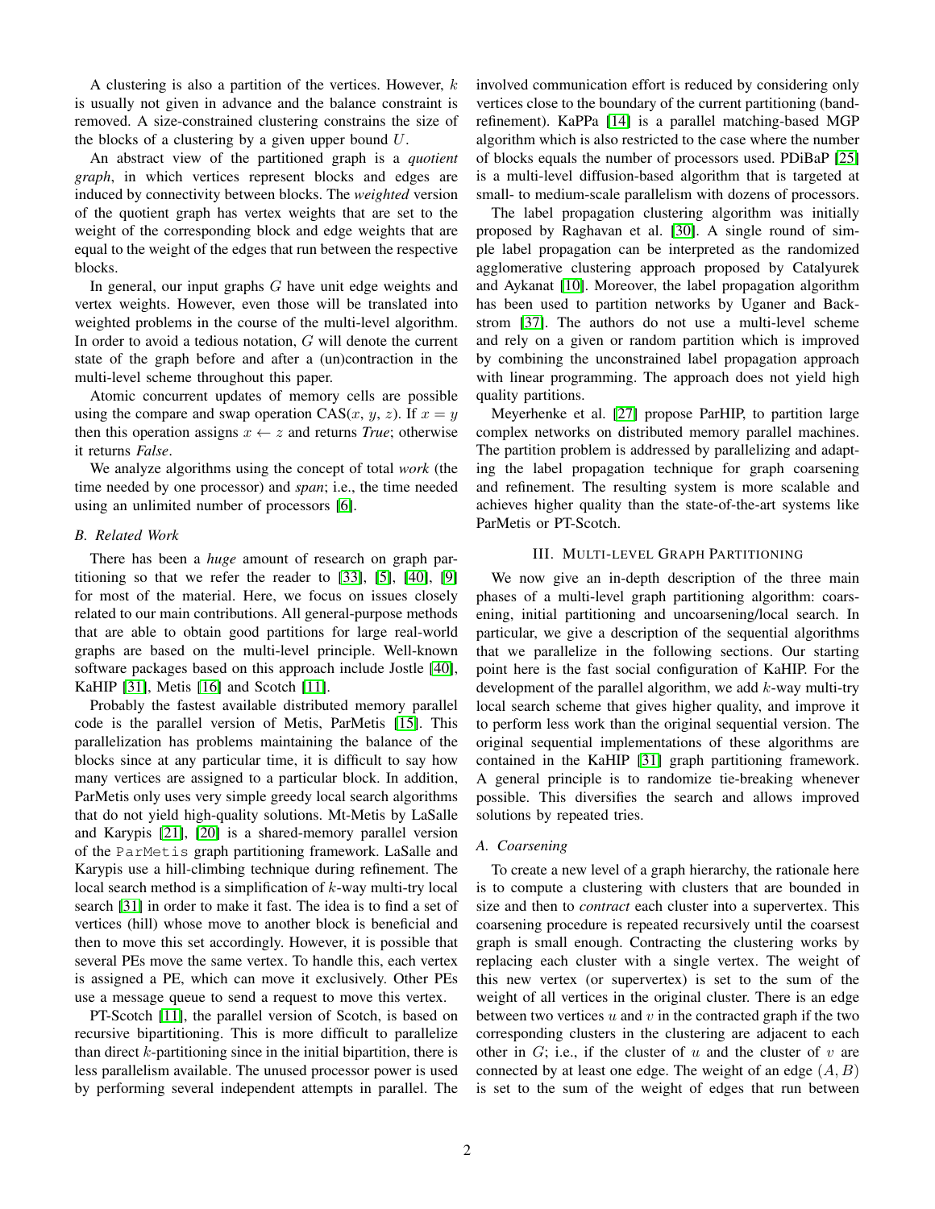A clustering is also a partition of the vertices. However, $k$ is usually not given in advance and the balance constraint is removed. A size-constrained clustering constrains the size of the blocks of a clustering by a given upper bound $U$.

An abstract view of the partitioned graph is a *quotient graph*, in which vertices represent blocks and edges are induced by connectivity between blocks. The *weighted* version of the quotient graph has vertex weights that are set to the weight of the corresponding block and edge weights that are equal to the weight of the edges that run between the respective blocks.

In general, our input graphs $G$ have unit edge weights and vertex weights. However, even those will be translated into weighted problems in the course of the multi-level algorithm. In order to avoid a tedious notation, $G$ will denote the current state of the graph before and after a (un)contraction in the multi-level scheme throughout this paper.

Atomic concurrent updates of memory cells are possible using the compare and swap operation CAS($x$, $y$, $z$). If $x = y$ then this operation assigns $x \leftarrow z$ and returns *True*; otherwise it returns *False*.

We analyze algorithms using the concept of total *work* (the time needed by one processor) and *span*; i.e., the time needed using an unlimited number of processors [6].

### B. Related Work

There has been a *huge* amount of research on graph partitioning so that we refer the reader to [33], [5], [40], [9] for most of the material. Here, we focus on issues closely related to our main contributions. All general-purpose methods that are able to obtain good partitions for large real-world graphs are based on the multi-level principle. Well-known software packages based on this approach include Jostle [40], KaHIP [31], Metis [16] and Scotch [11].

Probably the fastest available distributed memory parallel code is the parallel version of Metis, ParMetis [15]. This parallelization has problems maintaining the balance of the blocks since at any particular time, it is difficult to say how many vertices are assigned to a particular block. In addition, ParMetis only uses very simple greedy local search algorithms that do not yield high-quality solutions. Mt-Metis by LaSalle and Karypis [21], [20] is a shared-memory parallel version of the `ParMetis` graph partitioning framework. LaSalle and Karypis use a hill-climbing technique during refinement. The local search method is a simplification of $k$-way multi-try local search [31] in order to make it fast. The idea is to find a set of vertices (hill) whose move to another block is beneficial and then to move this set accordingly. However, it is possible that several PEs move the same vertex. To handle this, each vertex is assigned a PE, which can move it exclusively. Other PEs use a message queue to send a request to move this vertex.

PT-Scotch [11], the parallel version of Scotch, is based on recursive bipartitioning. This is more difficult to parallelize than direct $k$-partitioning since in the initial bipartition, there is less parallelism available. The unused processor power is used by performing several independent attempts in parallel. The involved communication effort is reduced by considering only vertices close to the boundary of the current partitioning (band-refinement). KaPPa [14] is a parallel matching-based MGP algorithm which is also restricted to the case where the number of blocks equals the number of processors used. PDiBaP [25] is a multi-level diffusion-based algorithm that is targeted at small- to medium-scale parallelism with dozens of processors.

The label propagation clustering algorithm was initially proposed by Raghavan et al. [30]. A single round of simple label propagation can be interpreted as the randomized agglomerative clustering approach proposed by Catalyurek and Aykanat [10]. Moreover, the label propagation algorithm has been used to partition networks by Uganer and Backstrom [37]. The authors do not use a multi-level scheme and rely on a given or random partition which is improved by combining the unconstrained label propagation approach with linear programming. The approach does not yield high quality partitions.

Meyerhenke et al. [27] propose ParHIP, to partition large complex networks on distributed memory parallel machines. The partition problem is addressed by parallelizing and adapting the label propagation technique for graph coarsening and refinement. The resulting system is more scalable and achieves higher quality than the state-of-the-art systems like ParMetis or PT-Scotch.

## III. Multi-level Graph Partitioning

We now give an in-depth description of the three main phases of a multi-level graph partitioning algorithm: coarsening, initial partitioning and uncoarsening/local search. In particular, we give a description of the sequential algorithms that we parallelize in the following sections. Our starting point here is the fast social configuration of KaHIP. For the development of the parallel algorithm, we add $k$-way multi-try local search scheme that gives higher quality, and improve it to perform less work than the original sequential version. The original sequential implementations of these algorithms are contained in the KaHIP [31] graph partitioning framework. A general principle is to randomize tie-breaking whenever possible. This diversifies the search and allows improved solutions by repeated tries.

### A. Coarsening

To create a new level of a graph hierarchy, the rationale here is to compute a clustering with clusters that are bounded in size and then to *contract* each cluster into a supervertex. This coarsening procedure is repeated recursively until the coarsest graph is small enough. Contracting the clustering works by replacing each cluster with a single vertex. The weight of this new vertex (or supervertex) is set to the sum of the weight of all vertices in the original cluster. There is an edge between two vertices $u$ and $v$ in the contracted graph if the two corresponding clusters in the clustering are adjacent to each other in $G$; i.e., if the cluster of $u$ and the cluster of $v$ are connected by at least one edge. The weight of an edge $(A, B)$ is set to the sum of the weight of edges that run between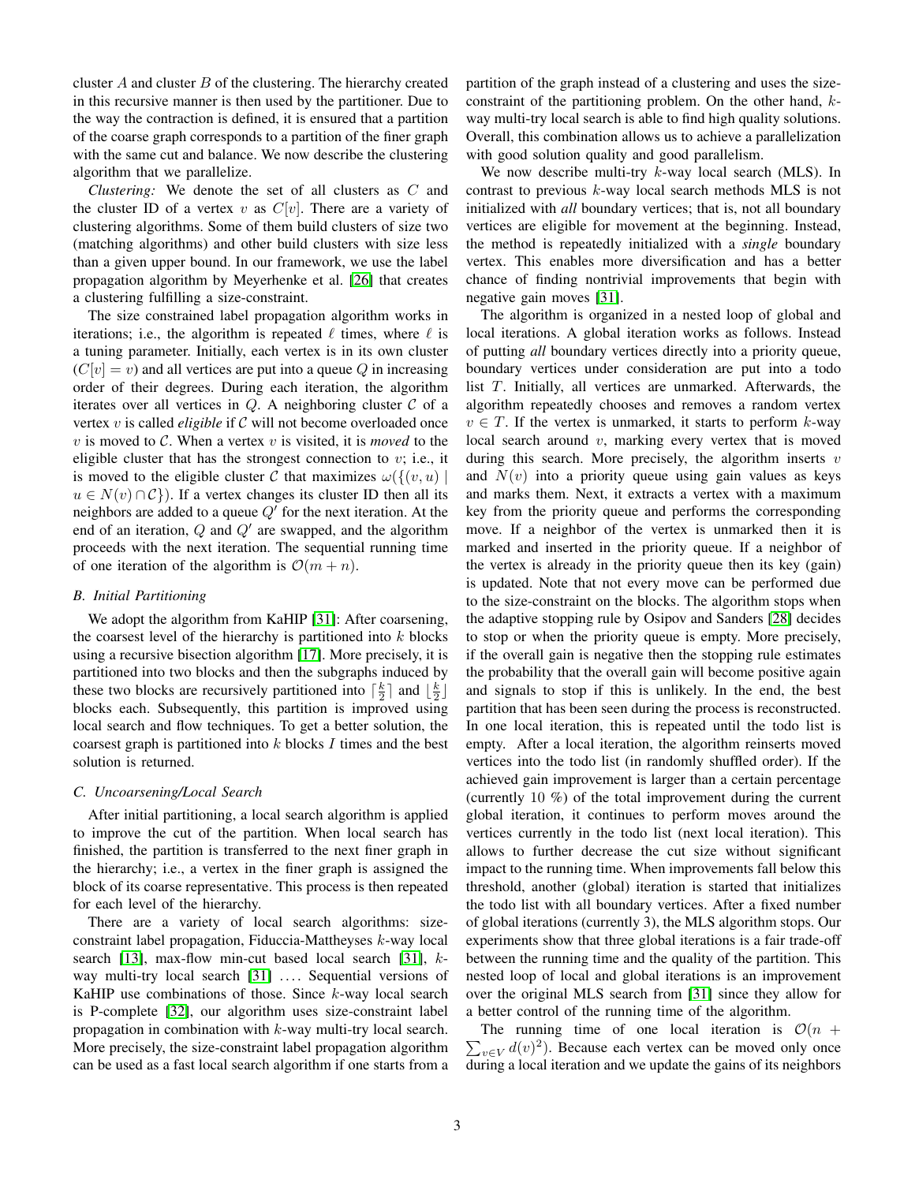cluster $A$ and cluster $B$ of the clustering. The hierarchy created in this recursive manner is then used by the partitioner. Due to the way the contraction is defined, it is ensured that a partition of the coarse graph corresponds to a partition of the finer graph with the same cut and balance. We now describe the clustering algorithm that we parallelize.

*Clustering:* We denote the set of all clusters as $C$ and the cluster ID of a vertex $v$ as $C[v]$. There are a variety of clustering algorithms. Some of them build clusters of size two (matching algorithms) and other build clusters with size less than a given upper bound. In our framework, we use the label propagation algorithm by Meyerhenke et al. [26] that creates a clustering fulfilling a size-constraint.

The size constrained label propagation algorithm works in iterations; i.e., the algorithm is repeated $\ell$ times, where $\ell$ is a tuning parameter. Initially, each vertex is in its own cluster ($C[v] = v$) and all vertices are put into a queue $Q$ in increasing order of their degrees. During each iteration, the algorithm iterates over all vertices in $Q$. A neighboring cluster $\mathcal{C}$ of a vertex $v$ is called *eligible* if $\mathcal{C}$ will not become overloaded once $v$ is moved to $\mathcal{C}$. When a vertex $v$ is visited, it is *moved* to the eligible cluster that has the strongest connection to $v$; i.e., it is moved to the eligible cluster $\mathcal{C}$ that maximizes $\omega(\{(v,u) \mid u \in N(v) \cap \mathcal{C}\})$. If a vertex changes its cluster ID then all its neighbors are added to a queue $Q'$ for the next iteration. At the end of an iteration, $Q$ and $Q'$ are swapped, and the algorithm proceeds with the next iteration. The sequential running time of one iteration of the algorithm is $\mathcal{O}(m + n)$.

### B. Initial Partitioning

We adopt the algorithm from KaHIP [31]: After coarsening, the coarsest level of the hierarchy is partitioned into $k$ blocks using a recursive bisection algorithm [17]. More precisely, it is partitioned into two blocks and then the subgraphs induced by these two blocks are recursively partitioned into $\lceil \frac{k}{2} \rceil$ and $\lfloor \frac{k}{2} \rfloor$ blocks each. Subsequently, this partition is improved using local search and flow techniques. To get a better solution, the coarsest graph is partitioned into $k$ blocks $I$ times and the best solution is returned.

### C. Uncoarsening/Local Search

After initial partitioning, a local search algorithm is applied to improve the cut of the partition. When local search has finished, the partition is transferred to the next finer graph in the hierarchy; i.e., a vertex in the finer graph is assigned the block of its coarse representative. This process is then repeated for each level of the hierarchy.

There are a variety of local search algorithms: size-constraint label propagation, Fiduccia-Mattheyses $k$-way local search [13], max-flow min-cut based local search [31], $k$-way multi-try local search [31] .... Sequential versions of KaHIP use combinations of those. Since $k$-way local search is P-complete [32], our algorithm uses size-constraint label propagation in combination with $k$-way multi-try local search. More precisely, the size-constraint label propagation algorithm can be used as a fast local search algorithm if one starts from a partition of the graph instead of a clustering and uses the size-constraint of the partitioning problem. On the other hand, $k$-way multi-try local search is able to find high quality solutions. Overall, this combination allows us to achieve a parallelization with good solution quality and good parallelism.

We now describe multi-try $k$-way local search (MLS). In contrast to previous $k$-way local search methods MLS is not initialized with *all* boundary vertices; that is, not all boundary vertices are eligible for movement at the beginning. Instead, the method is repeatedly initialized with a *single* boundary vertex. This enables more diversification and has a better chance of finding nontrivial improvements that begin with negative gain moves [31].

The algorithm is organized in a nested loop of global and local iterations. A global iteration works as follows. Instead of putting *all* boundary vertices directly into a priority queue, boundary vertices under consideration are put into a todo list $T$. Initially, all vertices are unmarked. Afterwards, the algorithm repeatedly chooses and removes a random vertex $v \in T$. If the vertex is unmarked, it starts to perform $k$-way local search around $v$, marking every vertex that is moved during this search. More precisely, the algorithm inserts $v$ and $N(v)$ into a priority queue using gain values as keys and marks them. Next, it extracts a vertex with a maximum key from the priority queue and performs the corresponding move. If a neighbor of the vertex is unmarked then it is marked and inserted in the priority queue. If a neighbor of the vertex is already in the priority queue then its key (gain) is updated. Note that not every move can be performed due to the size-constraint on the blocks. The algorithm stops when the adaptive stopping rule by Osipov and Sanders [28] decides to stop or when the priority queue is empty. More precisely, if the overall gain is negative then the stopping rule estimates the probability that the overall gain will become positive again and signals to stop if this is unlikely. In the end, the best partition that has been seen during the process is reconstructed. In one local iteration, this is repeated until the todo list is empty. After a local iteration, the algorithm reinserts moved vertices into the todo list (in randomly shuffled order). If the achieved gain improvement is larger than a certain percentage (currently 10 %) of the total improvement during the current global iteration, it continues to perform moves around the vertices currently in the todo list (next local iteration). This allows to further decrease the cut size without significant impact to the running time. When improvements fall below this threshold, another (global) iteration is started that initializes the todo list with all boundary vertices. After a fixed number of global iterations (currently 3), the MLS algorithm stops. Our experiments show that three global iterations is a fair trade-off between the running time and the quality of the partition. This nested loop of local and global iterations is an improvement over the original MLS search from [31] since they allow for a better control of the running time of the algorithm.

The running time of one local iteration is $\mathcal{O}(n + \sum_{v \in V} d(v)^2)$. Because each vertex can be moved only once during a local iteration and we update the gains of its neighbors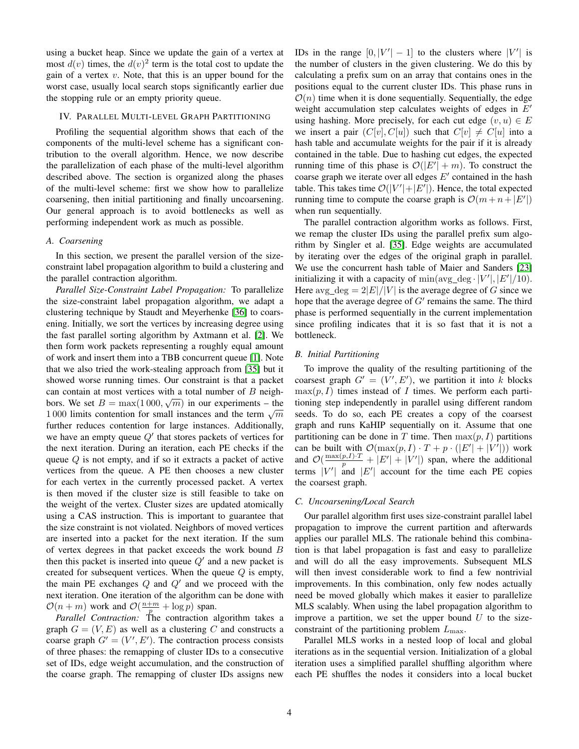using a bucket heap. Since we update the gain of a vertex at most $d(v)$ times, the $d(v)^2$ term is the total cost to update the gain of a vertex $v$. Note, that this is an upper bound for the worst case, usually local search stops significantly earlier due the stopping rule or an empty priority queue.

## IV. Parallel Multi-level Graph Partitioning

Profiling the sequential algorithm shows that each of the components of the multi-level scheme has a significant contribution to the overall algorithm. Hence, we now describe the parallelization of each phase of the multi-level algorithm described above. The section is organized along the phases of the multi-level scheme: first we show how to parallelize coarsening, then initial partitioning and finally uncoarsening. Our general approach is to avoid bottlenecks as well as performing independent work as much as possible.

### A. Coarsening

In this section, we present the parallel version of the size-constraint label propagation algorithm to build a clustering and the parallel contraction algorithm.

*Parallel Size-Constraint Label Propagation:* To parallelize the size-constraint label propagation algorithm, we adapt a clustering technique by Staudt and Meyerhenke [36] to coarsening. Initially, we sort the vertices by increasing degree using the fast parallel sorting algorithm by Axtmann et al. [2]. We then form work packets representing a roughly equal amount of work and insert them into a TBB concurrent queue [1]. Note that we also tried the work-stealing approach from [35] but it showed worse running times. Our constraint is that a packet can contain at most vertices with a total number of $B$ neighbors. We set $B = \max(1\,000, \sqrt{m})$ in our experiments – the $1\,000$ limits contention for small instances and the term $\sqrt{m}$ further reduces contention for large instances. Additionally, we have an empty queue $Q'$ that stores packets of vertices for the next iteration. During an iteration, each PE checks if the queue $Q$ is not empty, and if so it extracts a packet of active vertices from the queue. A PE then chooses a new cluster for each vertex in the currently processed packet. A vertex is then moved if the cluster size is still feasible to take on the weight of the vertex. Cluster sizes are updated atomically using a CAS instruction. This is important to guarantee that the size constraint is not violated. Neighbors of moved vertices are inserted into a packet for the next iteration. If the sum of vertex degrees in that packet exceeds the work bound $B$ then this packet is inserted into queue $Q'$ and a new packet is created for subsequent vertices. When the queue $Q$ is empty, the main PE exchanges $Q$ and $Q'$ and we proceed with the next iteration. One iteration of the algorithm can be done with $\mathcal{O}(n + m)$ work and $\mathcal{O}(\frac{n+m}{p} + \log p)$ span.

*Parallel Contraction:* The contraction algorithm takes a graph $G = (V, E)$ as well as a clustering $C$ and constructs a coarse graph $G' = (V', E')$. The contraction process consists of three phases: the remapping of cluster IDs to a consecutive set of IDs, edge weight accumulation, and the construction of the coarse graph. The remapping of cluster IDs assigns new IDs in the range $[0, |V'| - 1]$ to the clusters where $|V'|$ is the number of clusters in the given clustering. We do this by calculating a prefix sum on an array that contains ones in the positions equal to the current cluster IDs. This phase runs in $\mathcal{O}(n)$ time when it is done sequentially. Sequentially, the edge weight accumulation step calculates weights of edges in $E'$ using hashing. More precisely, for each cut edge $(v, u) \in E$ we insert a pair $(C[v], C[u])$ such that $C[v] \neq C[u]$ into a hash table and accumulate weights for the pair if it is already contained in the table. Due to hashing cut edges, the expected running time of this phase is $\mathcal{O}(|E'| + m)$. To construct the coarse graph we iterate over all edges $E'$ contained in the hash table. This takes time $\mathcal{O}(|V'| + |E'|)$. Hence, the total expected running time to compute the coarse graph is $\mathcal{O}(m + n + |E'|)$ when run sequentially.

The parallel contraction algorithm works as follows. First, we remap the cluster IDs using the parallel prefix sum algorithm by Singler et al. [35]. Edge weights are accumulated by iterating over the edges of the original graph in parallel. We use the concurrent hash table of Maier and Sanders [23] initializing it with a capacity of $\min(\text{avg\_deg} \cdot |V'|, |E'|/10)$. Here $\text{avg\_deg} = 2|E|/|V|$ is the average degree of $G$ since we hope that the average degree of $G'$ remains the same. The third phase is performed sequentially in the current implementation since profiling indicates that it is so fast that it is not a bottleneck.

### B. Initial Partitioning

To improve the quality of the resulting partitioning of the coarsest graph $G' = (V', E')$, we partition it into $k$ blocks $\max(p, I)$ times instead of $I$ times. We perform each partitioning step independently in parallel using different random seeds. To do so, each PE creates a copy of the coarsest graph and runs KaHIP sequentially on it. Assume that one partitioning can be done in $T$ time. Then $\max(p, I)$ partitions can be built with $\mathcal{O}(\max(p, I) \cdot T + p \cdot (|E'| + |V'|))$ work and $\mathcal{O}(\frac{\max(p,I) \cdot T}{p} + |E'| + |V'|)$ span, where the additional terms $|V'|$ and $|E'|$ account for the time each PE copies the coarsest graph.

### C. Uncoarsening/Local Search

Our parallel algorithm first uses size-constraint parallel label propagation to improve the current partition and afterwards applies our parallel MLS. The rationale behind this combination is that label propagation is fast and easy to parallelize and will do all the easy improvements. Subsequent MLS will then invest considerable work to find a few nontrivial improvements. In this combination, only few nodes actually need be moved globally which makes it easier to parallelize MLS scalably. When using the label propagation algorithm to improve a partition, we set the upper bound $U$ to the size-constraint of the partitioning problem $L_{\max}$.

Parallel MLS works in a nested loop of local and global iterations as in the sequential version. Initialization of a global iteration uses a simplified parallel shuffling algorithm where each PE shuffles the nodes it considers into a local bucket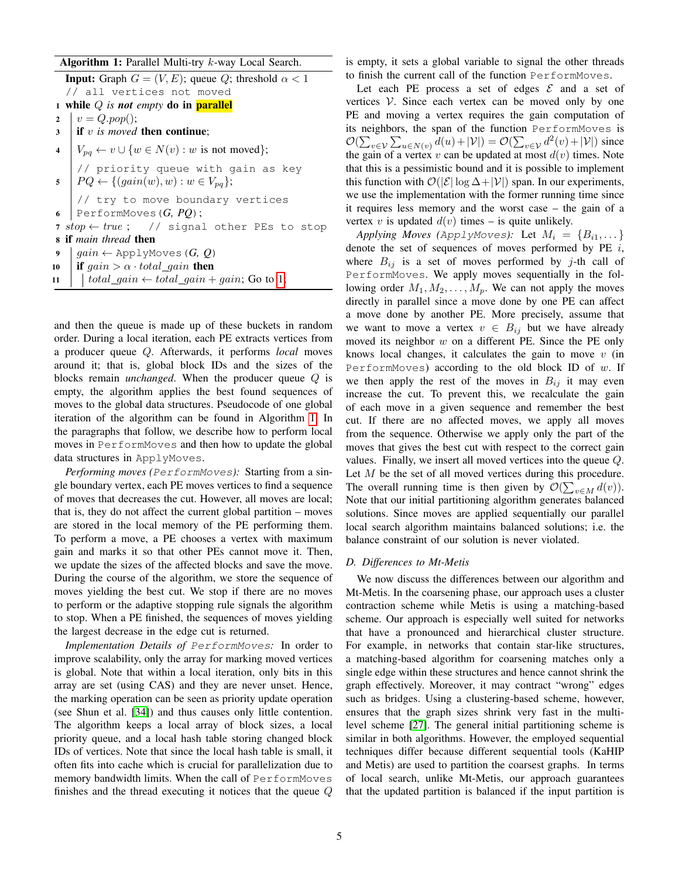**Algorithm 1:** Parallel Multi-try $k$-way Local Search.

```
Input: Graph G = (V, E); queue Q; threshold α < 1
   // all vertices not moved
1  while Q is not empty do in parallel
2      v = Q.pop();
3      if v is moved then continue;
4      V_pq ← v ∪ {w ∈ N(v) : w is not moved};
       // priority queue with gain as key
5      PQ ← {(gain(w), w) : w ∈ V_pq};
       // try to move boundary vertices
6      PerformMoves(G, PQ);
7  stop ← true ;   // signal other PEs to stop
8  if main thread then
9      gain ← ApplyMoves(G, Q)
10     if gain > α · total_gain then
11         total_gain ← total_gain + gain; Go to 1.
```

and then the queue is made up of these buckets in random order. During a local iteration, each PE extracts vertices from a producer queue $Q$. Afterwards, it performs *local* moves around it; that is, global block IDs and the sizes of the blocks remain *unchanged*. When the producer queue $Q$ is empty, the algorithm applies the best found sequences of moves to the global data structures. Pseudocode of one global iteration of the algorithm can be found in Algorithm 1. In the paragraphs that follow, we describe how to perform local moves in `PerformMoves` and then how to update the global data structures in `ApplyMoves`.

*Performing moves (`PerformMoves`):* Starting from a single boundary vertex, each PE moves vertices to find a sequence of moves that decreases the cut. However, all moves are local; that is, they do not affect the current global partition – moves are stored in the local memory of the PE performing them. To perform a move, a PE chooses a vertex with maximum gain and marks it so that other PEs cannot move it. Then, we update the sizes of the affected blocks and save the move. During the course of the algorithm, we store the sequence of moves yielding the best cut. We stop if there are no moves to perform or the adaptive stopping rule signals the algorithm to stop. When a PE finished, the sequences of moves yielding the largest decrease in the edge cut is returned.

*Implementation Details of `PerformMoves`:* In order to improve scalability, only the array for marking moved vertices is global. Note that within a local iteration, only bits in this array are set (using CAS) and they are never unset. Hence, the marking operation can be seen as priority update operation (see Shun et al. [34]) and thus causes only little contention. The algorithm keeps a local array of block sizes, a local priority queue, and a local hash table storing changed block IDs of vertices. Note that since the local hash table is small, it often fits into cache which is crucial for parallelization due to memory bandwidth limits. When the call of `PerformMoves` finishes and the thread executing it notices that the queue $Q$ is empty, it sets a global variable to signal the other threads to finish the current call of the function `PerformMoves`.

Let each PE process a set of edges $\mathcal{E}$ and a set of vertices $\mathcal{V}$. Since each vertex can be moved only by one PE and moving a vertex requires the gain computation of its neighbors, the span of the function `PerformMoves` is $\mathcal{O}(\sum_{v \in \mathcal{V}} \sum_{u \in N(v)} d(u) + |\mathcal{V}|) = \mathcal{O}(\sum_{v \in \mathcal{V}} d^2(v) + |\mathcal{V}|)$ since the gain of a vertex $v$ can be updated at most $d(v)$ times. Note that this is a pessimistic bound and it is possible to implement this function with $\mathcal{O}(|\mathcal{E}| \log \Delta + |\mathcal{V}|)$ span. In our experiments, we use the implementation with the former running time since it requires less memory and the worst case – the gain of a vertex $v$ is updated $d(v)$ times – is quite unlikely.

*Applying Moves (`ApplyMoves`):* Let $M_i = \{B_{i1}, \dots\}$ denote the set of sequences of moves performed by PE $i$, where $B_{ij}$ is a set of moves performed by $j$-th call of `PerformMoves`. We apply moves sequentially in the following order $M_1, M_2, \dots, M_p$. We can not apply the moves directly in parallel since a move done by one PE can affect a move done by another PE. More precisely, assume that we want to move a vertex $v \in B_{ij}$ but we have already moved its neighbor $w$ on a different PE. Since the PE only knows local changes, it calculates the gain to move $v$ (in `PerformMoves`) according to the old block ID of $w$. If we then apply the rest of the moves in $B_{ij}$ it may even increase the cut. To prevent this, we recalculate the gain of each move in a given sequence and remember the best cut. If there are no affected moves, we apply all moves from the sequence. Otherwise we apply only the part of the moves that gives the best cut with respect to the correct gain values. Finally, we insert all moved vertices into the queue $Q$. Let $M$ be the set of all moved vertices during this procedure. The overall running time is then given by $\mathcal{O}(\sum_{v \in M} d(v))$. Note that our initial partitioning algorithm generates balanced solutions. Since moves are applied sequentially our parallel local search algorithm maintains balanced solutions; i.e. the balance constraint of our solution is never violated.

### D. Differences to Mt-Metis

We now discuss the differences between our algorithm and Mt-Metis. In the coarsening phase, our approach uses a cluster contraction scheme while Metis is using a matching-based scheme. Our approach is especially well suited for networks that have a pronounced and hierarchical cluster structure. For example, in networks that contain star-like structures, a matching-based algorithm for coarsening matches only a single edge within these structures and hence cannot shrink the graph effectively. Moreover, it may contract "wrong" edges such as bridges. Using a clustering-based scheme, however, ensures that the graph sizes shrink very fast in the multi-level scheme [27]. The general initial partitioning scheme is similar in both algorithms. However, the employed sequential techniques differ because different sequential tools (KaHIP and Metis) are used to partition the coarsest graphs. In terms of local search, unlike Mt-Metis, our approach guarantees that the updated partition is balanced if the input partition is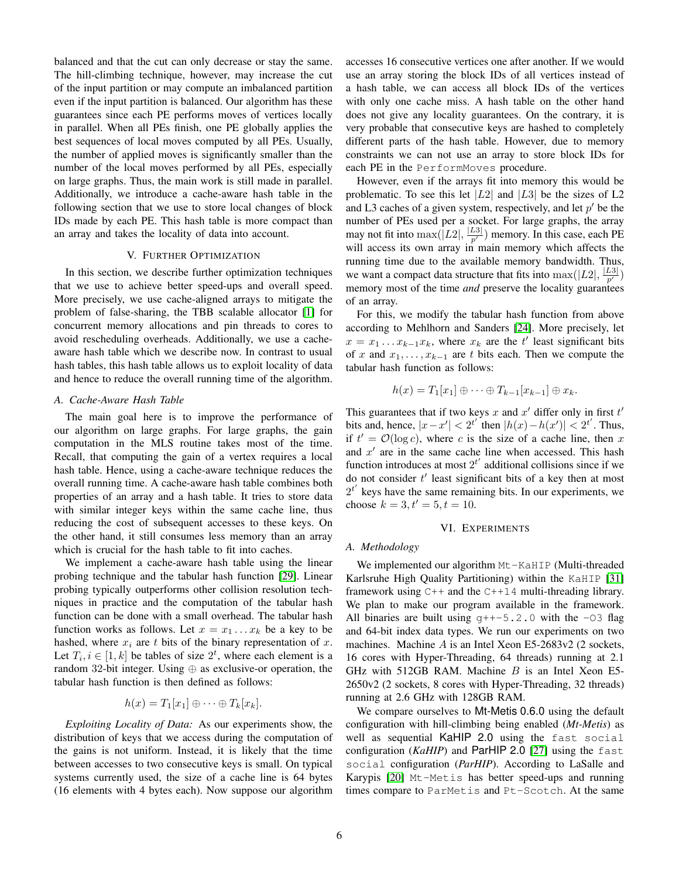balanced and that the cut can only decrease or stay the same. The hill-climbing technique, however, may increase the cut of the input partition or may compute an imbalanced partition even if the input partition is balanced. Our algorithm has these guarantees since each PE performs moves of vertices locally in parallel. When all PEs finish, one PE globally applies the best sequences of local moves computed by all PEs. Usually, the number of applied moves is significantly smaller than the number of the local moves performed by all PEs, especially on large graphs. Thus, the main work is still made in parallel. Additionally, we introduce a cache-aware hash table in the following section that we use to store local changes of block IDs made by each PE. This hash table is more compact than an array and takes the locality of data into account.

## V. Further Optimization

In this section, we describe further optimization techniques that we use to achieve better speed-ups and overall speed. More precisely, we use cache-aligned arrays to mitigate the problem of false-sharing, the TBB scalable allocator [1] for concurrent memory allocations and pin threads to cores to avoid rescheduling overheads. Additionally, we use a cache-aware hash table which we describe now. In contrast to usual hash tables, this hash table allows us to exploit locality of data and hence to reduce the overall running time of the algorithm.

### A. Cache-Aware Hash Table

The main goal here is to improve the performance of our algorithm on large graphs. For large graphs, the gain computation in the MLS routine takes most of the time. Recall, that computing the gain of a vertex requires a local hash table. Hence, using a cache-aware technique reduces the overall running time. A cache-aware hash table combines both properties of an array and a hash table. It tries to store data with similar integer keys within the same cache line, thus reducing the cost of subsequent accesses to these keys. On the other hand, it still consumes less memory than an array which is crucial for the hash table to fit into caches.

We implement a cache-aware hash table using the linear probing technique and the tabular hash function [29]. Linear probing typically outperforms other collision resolution techniques in practice and the computation of the tabular hash function can be done with a small overhead. The tabular hash function works as follows. Let $x = x_1 \ldots x_k$ be a key to be hashed, where $x_i$ are $t$ bits of the binary representation of $x$. Let $T_i, i \in [1, k]$ be tables of size $2^t$, where each element is a random 32-bit integer. Using $\oplus$ as exclusive-or operation, the tabular hash function is then defined as follows:

$$h(x) = T_1[x_1] \oplus \cdots \oplus T_k[x_k].$$

*Exploiting Locality of Data:* As our experiments show, the distribution of keys that we access during the computation of the gains is not uniform. Instead, it is likely that the time between accesses to two consecutive keys is small. On typical systems currently used, the size of a cache line is 64 bytes (16 elements with 4 bytes each). Now suppose our algorithm accesses 16 consecutive vertices one after another. If we would use an array storing the block IDs of all vertices instead of a hash table, we can access all block IDs of the vertices with only one cache miss. A hash table on the other hand does not give any locality guarantees. On the contrary, it is very probable that consecutive keys are hashed to completely different parts of the hash table. However, due to memory constraints we can not use an array to store block IDs for each PE in the `PerformMoves` procedure.

However, even if the arrays fit into memory this would be problematic. To see this let $|L2|$ and $|L3|$ be the sizes of L2 and L3 caches of a given system, respectively, and let $p'$ be the number of PEs used per a socket. For large graphs, the array may not fit into $\max(|L2|, \frac{|L3|}{p'})$ memory. In this case, each PE will access its own array in main memory which affects the running time due to the available memory bandwidth. Thus, we want a compact data structure that fits into $\max(|L2|, \frac{|L3|}{p'})$ memory most of the time *and* preserve the locality guarantees of an array.

For this, we modify the tabular hash function from above according to Mehlhorn and Sanders [24]. More precisely, let $x = x_1 \ldots x_{k-1} x_k$, where $x_k$ are the $t'$ least significant bits of $x$ and $x_1, \ldots, x_{k-1}$ are $t$ bits each. Then we compute the tabular hash function as follows:

$$h(x) = T_1[x_1] \oplus \cdots \oplus T_{k-1}[x_{k-1}] \oplus x_k.$$

This guarantees that if two keys $x$ and $x'$ differ only in first $t'$ bits and, hence, $|x - x'| < 2^{t'}$ then $|h(x) - h(x')| < 2^{t'}$. Thus, if $t' = \mathcal{O}(\log c)$, where $c$ is the size of a cache line, then $x$ and $x'$ are in the same cache line when accessed. This hash function introduces at most $2^{t'}$ additional collisions since if we do not consider $t'$ least significant bits of a key then at most $2^{t'}$ keys have the same remaining bits. In our experiments, we choose $k = 3, t' = 5, t = 10$.

## VI. Experiments

### A. Methodology

We implemented our algorithm `Mt-KaHIP` (Multi-threaded Karlsruhe High Quality Partitioning) within the `KaHIP` [31] framework using `C++` and the `C++14` multi-threading library. We plan to make our program available in the framework. All binaries are built using `g++-5.2.0` with the `-O3` flag and 64-bit index data types. We run our experiments on two machines. Machine $A$ is an Intel Xeon E5-2683v2 (2 sockets, 16 cores with Hyper-Threading, 64 threads) running at 2.1 GHz with 512GB RAM. Machine $B$ is an Intel Xeon E5-2650v2 (2 sockets, 8 cores with Hyper-Threading, 32 threads) running at 2.6 GHz with 128GB RAM.

We compare ourselves to Mt-Metis 0.6.0 using the default configuration with hill-climbing being enabled (*Mt-Metis*) as well as sequential KaHIP 2.0 using the `fast social` configuration (*KaHIP*) and ParHIP 2.0 [27] using the `fast social` configuration (*ParHIP*). According to LaSalle and Karypis [20] `Mt-Metis` has better speed-ups and running times compare to `ParMetis` and `Pt-Scotch`. At the same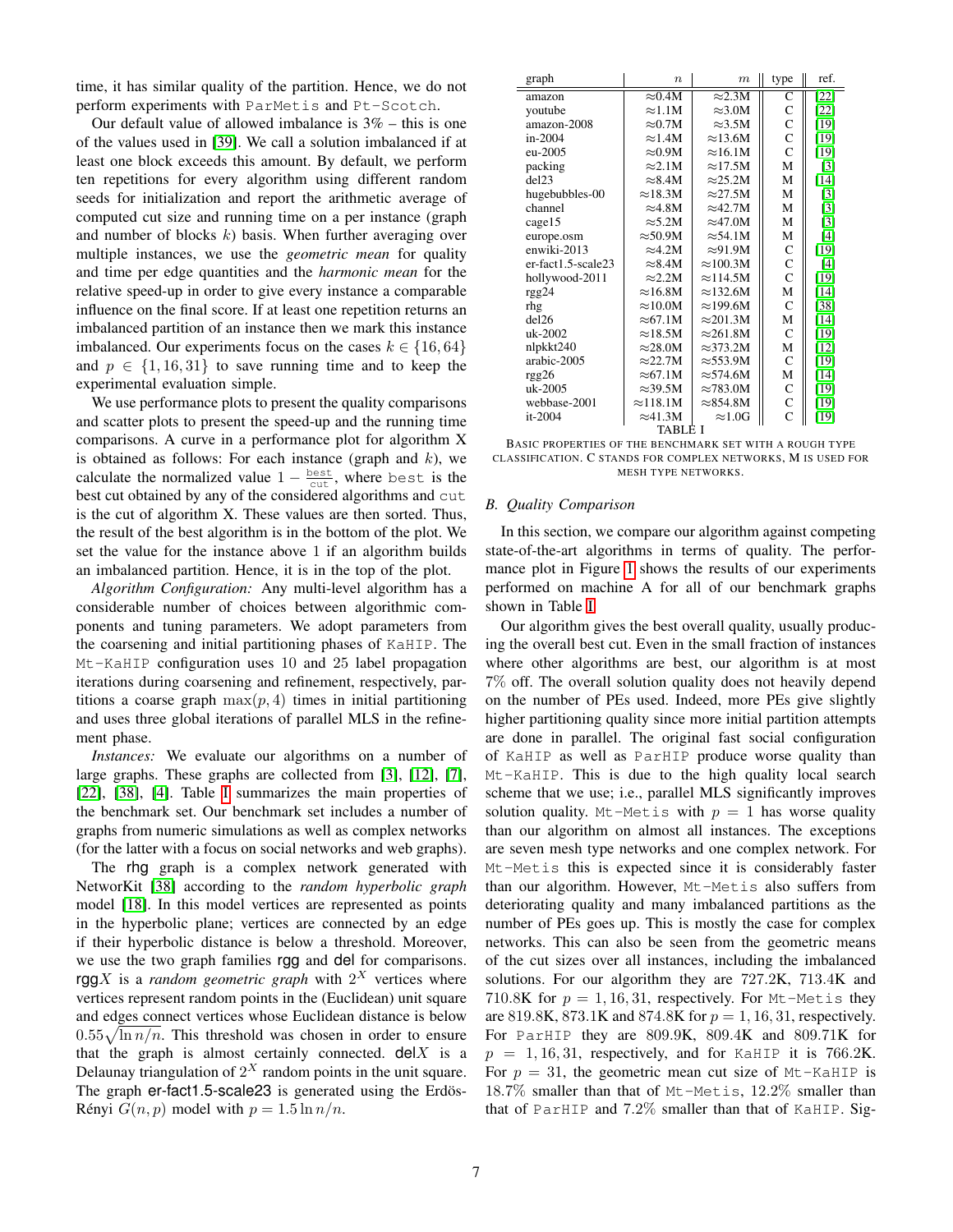time, it has similar quality of the partition. Hence, we do not perform experiments with ParMetis and Pt-Scotch.

Our default value of allowed imbalance is 3% – this is one of the values used in [39]. We call a solution imbalanced if at least one block exceeds this amount. By default, we perform ten repetitions for every algorithm using different random seeds for initialization and report the arithmetic average of computed cut size and running time on a per instance (graph and number of blocks $k$) basis. When further averaging over multiple instances, we use the *geometric mean* for quality and time per edge quantities and the *harmonic mean* for the relative speed-up in order to give every instance a comparable influence on the final score. If at least one repetition returns an imbalanced partition of an instance then we mark this instance imbalanced. Our experiments focus on the cases $k \in \{16, 64\}$ and $p \in \{1, 16, 31\}$ to save running time and to keep the experimental evaluation simple.

We use performance plots to present the quality comparisons and scatter plots to present the speed-up and the running time comparisons. A curve in a performance plot for algorithm X is obtained as follows: For each instance (graph and $k$), we calculate the normalized value $1 - \frac{\texttt{best}}{\texttt{cut}}$, where best is the best cut obtained by any of the considered algorithms and cut is the cut of algorithm X. These values are then sorted. Thus, the result of the best algorithm is in the bottom of the plot. We set the value for the instance above 1 if an algorithm builds an imbalanced partition. Hence, it is in the top of the plot.

*Algorithm Configuration:* Any multi-level algorithm has a considerable number of choices between algorithmic components and tuning parameters. We adopt parameters from the coarsening and initial partitioning phases of KaHIP. The Mt-KaHIP configuration uses 10 and 25 label propagation iterations during coarsening and refinement, respectively, partitions a coarse graph $\max(p, 4)$ times in initial partitioning and uses three global iterations of parallel MLS in the refinement phase.

*Instances:* We evaluate our algorithms on a number of large graphs. These graphs are collected from [3], [12], [7], [22], [38], [4]. Table I summarizes the main properties of the benchmark set. Our benchmark set includes a number of graphs from numeric simulations as well as complex networks (for the latter with a focus on social networks and web graphs).

The rhg graph is a complex network generated with NetworKit [38] according to the *random hyperbolic graph* model [18]. In this model vertices are represented as points in the hyperbolic plane; vertices are connected by an edge if their hyperbolic distance is below a threshold. Moreover, we use the two graph families rgg and del for comparisons. rgg$X$ is a *random geometric graph* with $2^X$ vertices where vertices represent random points in the (Euclidean) unit square and edges connect vertices whose Euclidean distance is below $0.55\sqrt{\ln n/n}$. This threshold was chosen in order to ensure that the graph is almost certainly connected. del$X$ is a Delaunay triangulation of $2^X$ random points in the unit square. The graph er-fact1.5-scale23 is generated using the Erdös-Rényi $G(n, p)$ model with $p = 1.5 \ln n/n$.

| graph | $n$ | $m$ | type | ref. |
|---|---|---|---|---|
| amazon | ≈0.4M | ≈2.3M | C | [22] |
| youtube | ≈1.1M | ≈3.0M | C | [22] |
| amazon-2008 | ≈0.7M | ≈3.5M | C | [19] |
| in-2004 | ≈1.4M | ≈13.6M | C | [19] |
| eu-2005 | ≈0.9M | ≈16.1M | C | [19] |
| packing | ≈2.1M | ≈17.5M | M | [3] |
| del23 | ≈8.4M | ≈25.2M | M | [14] |
| hugebubbles-00 | ≈18.3M | ≈27.5M | M | [3] |
| channel | ≈4.8M | ≈42.7M | M | [3] |
| cage15 | ≈5.2M | ≈47.0M | M | [3] |
| europe.osm | ≈50.9M | ≈54.1M | M | [4] |
| enwiki-2013 | ≈4.2M | ≈91.9M | C | [19] |
| er-fact1.5-scale23 | ≈8.4M | ≈100.3M | C | [4] |
| hollywood-2011 | ≈2.2M | ≈114.5M | C | [19] |
| rgg24 | ≈16.8M | ≈132.6M | M | [14] |
| rhg | ≈10.0M | ≈199.6M | C | [38] |
| del26 | ≈67.1M | ≈201.3M | M | [14] |
| uk-2002 | ≈18.5M | ≈261.8M | C | [19] |
| nlpkkt240 | ≈28.0M | ≈373.2M | M | [12] |
| arabic-2005 | ≈22.7M | ≈553.9M | C | [19] |
| rgg26 | ≈67.1M | ≈574.6M | M | [14] |
| uk-2005 | ≈39.5M | ≈783.0M | C | [19] |
| webbase-2001 | ≈118.1M | ≈854.8M | C | [19] |
| it-2004 | ≈41.3M | ≈1.0G | C | [19] |

TABLE I

BASIC PROPERTIES OF THE BENCHMARK SET WITH A ROUGH TYPE CLASSIFICATION. C STANDS FOR COMPLEX NETWORKS, M IS USED FOR MESH TYPE NETWORKS.

### B. Quality Comparison

In this section, we compare our algorithm against competing state-of-the-art algorithms in terms of quality. The performance plot in Figure 1 shows the results of our experiments performed on machine A for all of our benchmark graphs shown in Table I.

Our algorithm gives the best overall quality, usually producing the overall best cut. Even in the small fraction of instances where other algorithms are best, our algorithm is at most 7% off. The overall solution quality does not heavily depend on the number of PEs used. Indeed, more PEs give slightly higher partitioning quality since more initial partition attempts are done in parallel. The original fast social configuration of KaHIP as well as ParHIP produce worse quality than Mt-KaHIP. This is due to the high quality local search scheme that we use; i.e., parallel MLS significantly improves solution quality. Mt-Metis with $p = 1$ has worse quality than our algorithm on almost all instances. The exceptions are seven mesh type networks and one complex network. For Mt-Metis this is expected since it is considerably faster than our algorithm. However, Mt-Metis also suffers from deteriorating quality and many imbalanced partitions as the number of PEs goes up. This is mostly the case for complex networks. This can also be seen from the geometric means of the cut sizes over all instances, including the imbalanced solutions. For our algorithm they are 727.2K, 713.4K and 710.8K for $p = 1, 16, 31$, respectively. For Mt-Metis they are 819.8K, 873.1K and 874.8K for $p = 1, 16, 31$, respectively. For ParHIP they are 809.9K, 809.4K and 809.71K for $p = 1, 16, 31$, respectively, and for KaHIP it is 766.2K. For $p = 31$, the geometric mean cut size of Mt-KaHIP is 18.7% smaller than that of Mt-Metis, 12.2% smaller than that of ParHIP and 7.2% smaller than that of KaHIP. Sig-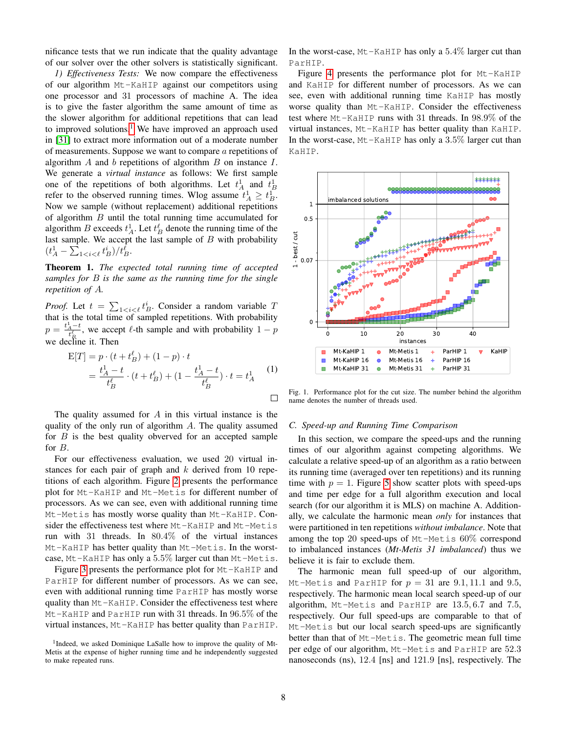nificance tests that we run indicate that the quality advantage of our solver over the other solvers is statistically significant.

*1) Effectiveness Tests:* We now compare the effectiveness of our algorithm Mt-KaHIP against our competitors using one processor and 31 processors of machine A. The idea is to give the faster algorithm the same amount of time as the slower algorithm for additional repetitions that can lead to improved solutions.[1] We have improved an approach used in [31] to extract more information out of a moderate number of measurements. Suppose we want to compare $a$ repetitions of algorithm $A$ and $b$ repetitions of algorithm $B$ on instance $I$. We generate a *virtual instance* as follows: We first sample one of the repetitions of both algorithms. Let $t_A^1$ and $t_B^1$ refer to the observed running times. Wlog assume $t_A^1 \geq t_B^1$. Now we sample (without replacement) additional repetitions of algorithm $B$ until the total running time accumulated for algorithm $B$ exceeds $t_A^1$. Let $t_B^\ell$ denote the running time of the last sample. We accept the last sample of $B$ with probability $(t_A^1 - \sum_{1<i<\ell} t_B^i)/t_B^\ell$.

**Theorem 1.** *The expected total running time of accepted samples for B is the same as the running time for the single repetition of A.*

*Proof.* Let $t = \sum_{1<i<\ell} t_B^i$. Consider a random variable $T$ that is the total time of sampled repetitions. With probability $p = \frac{t_A^1 - t}{t_B^\ell}$, we accept $\ell$-th sample and with probability $1-p$ we decline it. Then

$$\begin{aligned} \mathrm{E}[T] &= p \cdot (t + t_B^\ell) + (1-p) \cdot t \\ &= \frac{t_A^1 - t}{t_B^\ell} \cdot (t + t_B^\ell) + (1 - \frac{t_A^1 - t}{t_B^\ell}) \cdot t = t_A^1 \end{aligned} \tag{1}$$

□

The quality assumed for $A$ in this virtual instance is the quality of the only run of algorithm $A$. The quality assumed for $B$ is the best quality observed for an accepted sample for $B$.

For our effectiveness evaluation, we used 20 virtual instances for each pair of graph and $k$ derived from 10 repetitions of each algorithm. Figure 2 presents the performance plot for Mt-KaHIP and Mt-Metis for different number of processors. As we can see, even with additional running time Mt-Metis has mostly worse quality than Mt-KaHIP. Consider the effectiveness test where Mt-KaHIP and Mt-Metis run with 31 threads. In 80.4% of the virtual instances Mt-KaHIP has better quality than Mt-Metis. In the worst-case, Mt-KaHIP has only a 5.5% larger cut than Mt-Metis.

Figure 3 presents the performance plot for Mt-KaHIP and ParHIP for different number of processors. As we can see, even with additional running time ParHIP has mostly worse quality than Mt-KaHIP. Consider the effectiveness test where Mt-KaHIP and ParHIP run with 31 threads. In 96.5% of the virtual instances, Mt-KaHIP has better quality than ParHIP. In the worst-case, Mt-KaHIP has only a 5.4% larger cut than ParHIP.

Figure 4 presents the performance plot for Mt-KaHIP and KaHIP for different number of processors. As we can see, even with additional running time KaHIP has mostly worse quality than Mt-KaHIP. Consider the effectiveness test where Mt-KaHIP runs with 31 threads. In 98.9% of the virtual instances, Mt-KaHIP has better quality than KaHIP. In the worst-case, Mt-KaHIP has only a 3.5% larger cut than KaHIP.

[1]Indeed, we asked Dominique LaSalle how to improve the quality of Mt-Metis at the expense of higher running time and he independently suggested to make repeated runs.

Fig. 1. Performance plot for the cut size. The number behind the algorithm name denotes the number of threads used.

### C. Speed-up and Running Time Comparison

In this section, we compare the speed-ups and the running times of our algorithm against competing algorithms. We calculate a relative speed-up of an algorithm as a ratio between its running time (averaged over ten repetitions) and its running time with $p = 1$. Figure 5 show scatter plots with speed-ups and time per edge for a full algorithm execution and local search (for our algorithm it is MLS) on machine A. Additionally, we calculate the harmonic mean *only* for instances that were partitioned in ten repetitions *without imbalance*. Note that among the top 20 speed-ups of Mt-Metis 60% correspond to imbalanced instances (*Mt-Metis 31 imbalanced*) thus we believe it is fair to exclude them.

The harmonic mean full speed-up of our algorithm, Mt-Metis and ParHIP for $p = 31$ are 9.1, 11.1 and 9.5, respectively. The harmonic mean local search speed-up of our algorithm, Mt-Metis and ParHIP are 13.5, 6.7 and 7.5, respectively. Our full speed-ups are comparable to that of Mt-Metis but our local search speed-ups are significantly better than that of Mt-Metis. The geometric mean full time per edge of our algorithm, Mt-Metis and ParHIP are 52.3 nanoseconds (ns), 12.4 [ns] and 121.9 [ns], respectively. The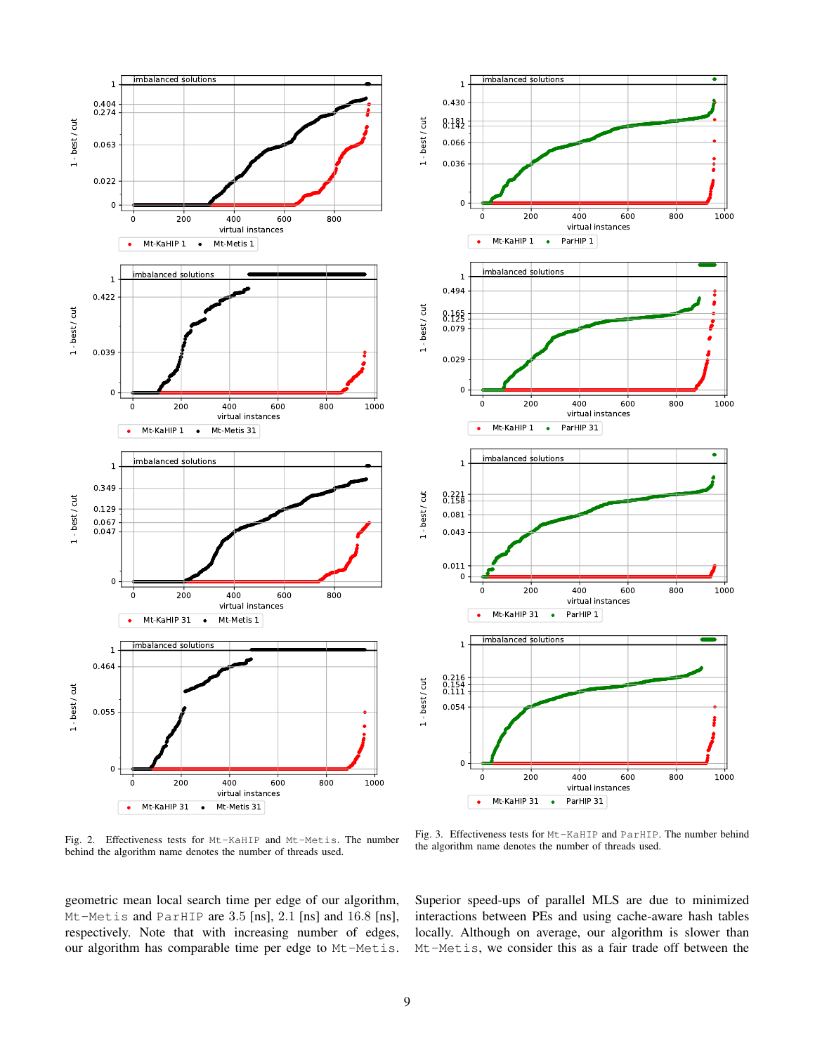Fig. 2. Effectiveness tests for Mt-KaHIP and Mt-Metis. The number behind the algorithm name denotes the number of threads used.

Fig. 3. Effectiveness tests for Mt-KaHIP and ParHIP. The number behind the algorithm name denotes the number of threads used.

geometric mean local search time per edge of our algorithm, Mt-Metis and ParHIP are 3.5 [ns], 2.1 [ns] and 16.8 [ns], respectively. Note that with increasing number of edges, our algorithm has comparable time per edge to Mt-Metis. Superior speed-ups of parallel MLS are due to minimized interactions between PEs and using cache-aware hash tables locally. Although on average, our algorithm is slower than Mt-Metis, we consider this as a fair trade off between the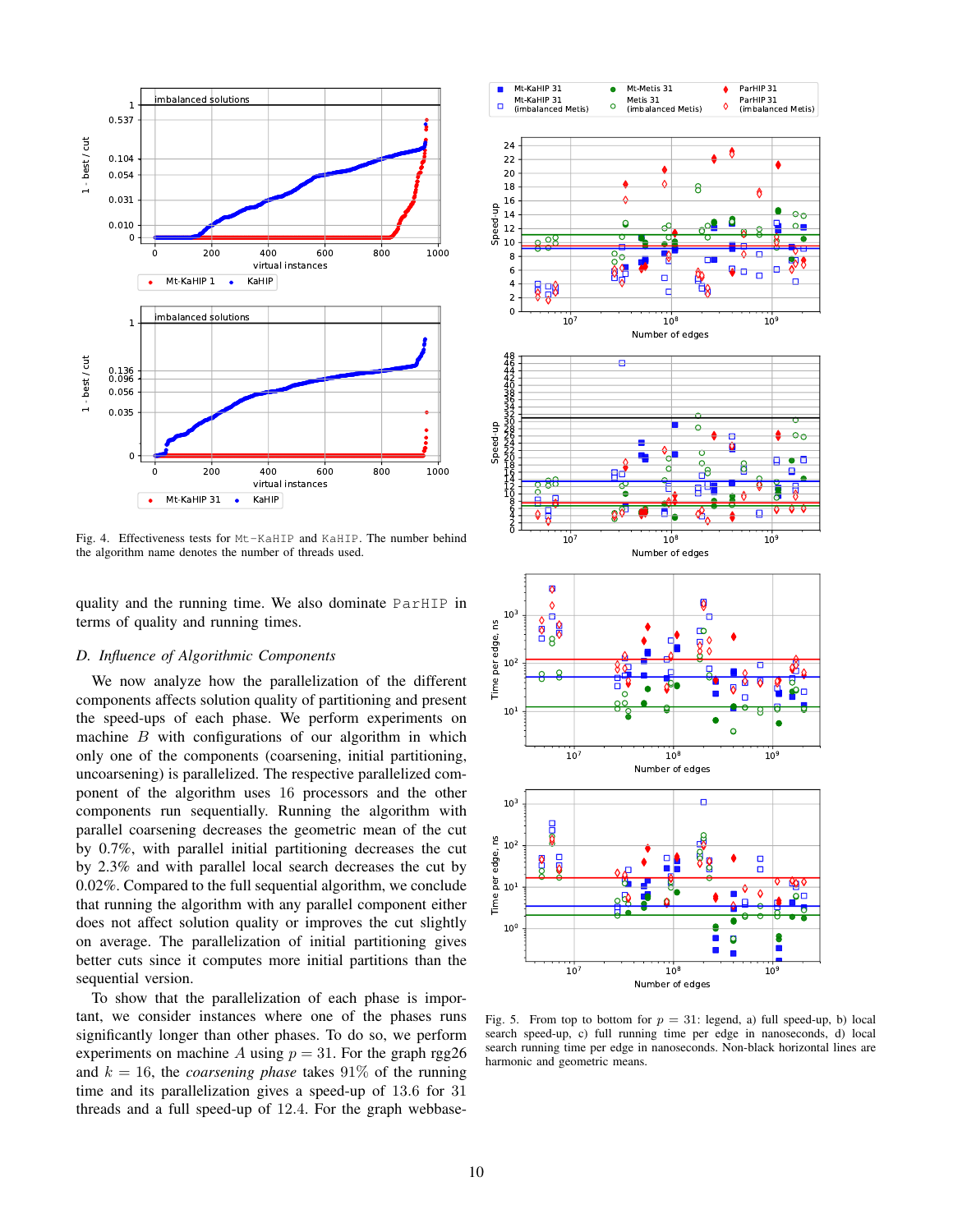Fig. 4. Effectiveness tests for `Mt-KaHIP` and `KaHIP`. The number behind the algorithm name denotes the number of threads used.

quality and the running time. We also dominate `ParHIP` in terms of quality and running times.

### D. *Influence of Algorithmic Components*

We now analyze how the parallelization of the different components affects solution quality of partitioning and present the speed-ups of each phase. We perform experiments on machine $B$ with configurations of our algorithm in which only one of the components (coarsening, initial partitioning, uncoarsening) is parallelized. The respective parallelized component of the algorithm uses 16 processors and the other components run sequentially. Running the algorithm with parallel coarsening decreases the geometric mean of the cut by 0.7%, with parallel initial partitioning decreases the cut by 2.3% and with parallel local search decreases the cut by 0.02%. Compared to the full sequential algorithm, we conclude that running the algorithm with any parallel component either does not affect solution quality or improves the cut slightly on average. The parallelization of initial partitioning gives better cuts since it computes more initial partitions than the sequential version.

To show that the parallelization of each phase is important, we consider instances where one of the phases runs significantly longer than other phases. To do so, we perform experiments on machine $A$ using $p = 31$. For the graph rgg26 and $k = 16$, the *coarsening phase* takes 91% of the running time and its parallelization gives a speed-up of 13.6 for 31 threads and a full speed-up of 12.4. For the graph webbase-

Fig. 5. From top to bottom for $p = 31$: legend, a) full speed-up, b) local search speed-up, c) full running time per edge in nanoseconds, d) local search running time per edge in nanoseconds. Non-black horizontal lines are harmonic and geometric means.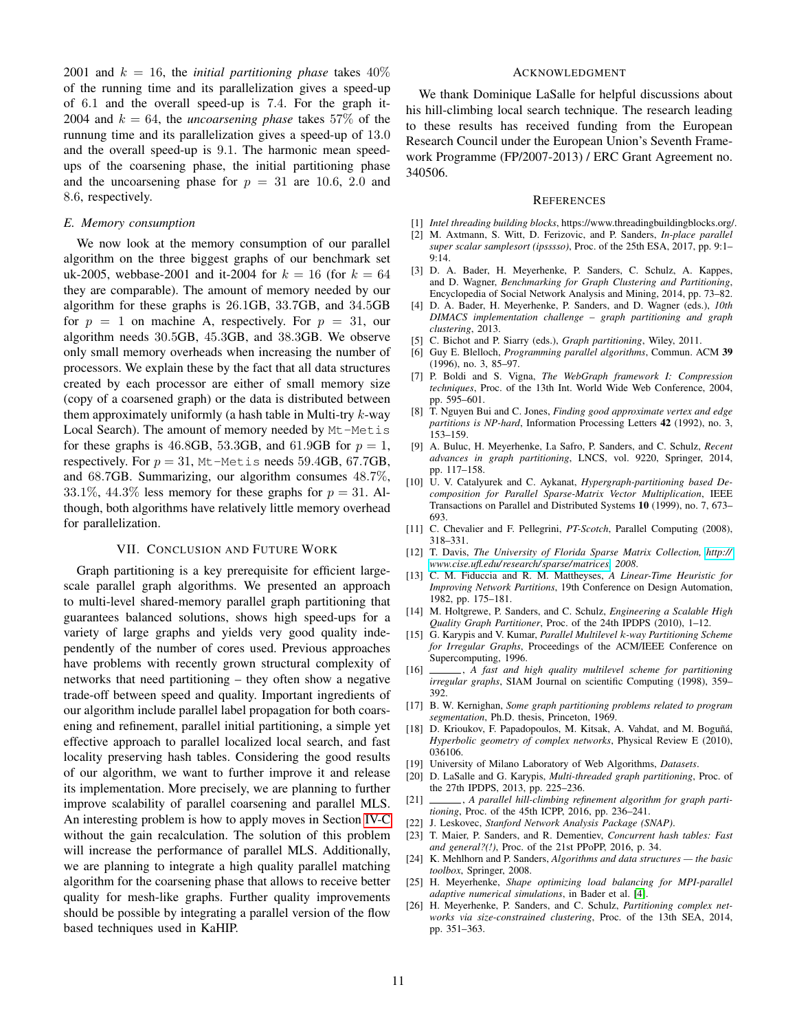2001 and $k = 16$, the *initial partitioning phase* takes $40\%$ of the running time and its parallelization gives a speed-up of 6.1 and the overall speed-up is 7.4. For the graph it-2004 and $k = 64$, the *uncoarsening phase* takes $57\%$ of the runnung time and its parallelization gives a speed-up of 13.0 and the overall speed-up is 9.1. The harmonic mean speed-ups of the coarsening phase, the initial partitioning phase and the uncoarsening phase for $p = 31$ are 10.6, 2.0 and 8.6, respectively.

### *E. Memory consumption*

We now look at the memory consumption of our parallel algorithm on the three biggest graphs of our benchmark set uk-2005, webbase-2001 and it-2004 for $k = 16$ (for $k = 64$ they are comparable). The amount of memory needed by our algorithm for these graphs is 26.1GB, 33.7GB, and 34.5GB for $p = 1$ on machine A, respectively. For $p = 31$, our algorithm needs 30.5GB, 45.3GB, and 38.3GB. We observe only small memory overheads when increasing the number of processors. We explain these by the fact that all data structures created by each processor are either of small memory size (copy of a coarsened graph) or the data is distributed between them approximately uniformly (a hash table in Multi-try $k$-way Local Search). The amount of memory needed by `Mt-Metis` for these graphs is 46.8GB, 53.3GB, and 61.9GB for $p = 1$, respectively. For $p = 31$, `Mt-Metis` needs 59.4GB, 67.7GB, and 68.7GB. Summarizing, our algorithm consumes $48.7\%$, $33.1\%$, $44.3\%$ less memory for these graphs for $p = 31$. Although, both algorithms have relatively little memory overhead for parallelization.

## VII. Conclusion and Future Work

Graph partitioning is a key prerequisite for efficient large-scale parallel graph algorithms. We presented an approach to multi-level shared-memory parallel graph partitioning that guarantees balanced solutions, shows high speed-ups for a variety of large graphs and yields very good quality independently of the number of cores used. Previous approaches have problems with recently grown structural complexity of networks that need partitioning – they often show a negative trade-off between speed and quality. Important ingredients of our algorithm include parallel label propagation for both coarsening and refinement, parallel initial partitioning, a simple yet effective approach to parallel localized local search, and fast locality preserving hash tables. Considering the good results of our algorithm, we want to further improve it and release its implementation. More precisely, we are planning to further improve scalability of parallel coarsening and parallel MLS. An interesting problem is how to apply moves in Section IV-C without the gain recalculation. The solution of this problem will increase the performance of parallel MLS. Additionally, we are planning to integrate a high quality parallel matching algorithm for the coarsening phase that allows to receive better quality for mesh-like graphs. Further quality improvements should be possible by integrating a parallel version of the flow based techniques used in KaHIP.

## Acknowledgment

We thank Dominique LaSalle for helpful discussions about his hill-climbing local search technique. The research leading to these results has received funding from the European Research Council under the European Union's Seventh Framework Programme (FP/2007-2013) / ERC Grant Agreement no. 340506.

## References

[1] *Intel threading building blocks*, https://www.threadingbuildingblocks.org/.

[2] M. Axtmann, S. Witt, D. Ferizovic, and P. Sanders, *In-place parallel super scalar samplesort (ipsssso)*, Proc. of the 25th ESA, 2017, pp. 9:1–9:14.

[3] D. A. Bader, H. Meyerhenke, P. Sanders, C. Schulz, A. Kappes, and D. Wagner, *Benchmarking for Graph Clustering and Partitioning*, Encyclopedia of Social Network Analysis and Mining, 2014, pp. 73–82.

[4] D. A. Bader, H. Meyerhenke, P. Sanders, and D. Wagner (eds.), *10th DIMACS implementation challenge – graph partitioning and graph clustering*, 2013.

[5] C. Bichot and P. Siarry (eds.), *Graph partitioning*, Wiley, 2011.

[6] Guy E. Blelloch, *Programming parallel algorithms*, Commun. ACM **39** (1996), no. 3, 85–97.

[7] P. Boldi and S. Vigna, *The WebGraph framework I: Compression techniques*, Proc. of the 13th Int. World Wide Web Conference, 2004, pp. 595–601.

[8] T. Nguyen Bui and C. Jones, *Finding good approximate vertex and edge partitions is NP-hard*, Information Processing Letters **42** (1992), no. 3, 153–159.

[9] A. Buluc, H. Meyerhenke, I.a Safro, P. Sanders, and C. Schulz, *Recent advances in graph partitioning*, LNCS, vol. 9220, Springer, 2014, pp. 117–158.

[10] U. V. Catalyurek and C. Aykanat, *Hypergraph-partitioning based Decomposition for Parallel Sparse-Matrix Vector Multiplication*, IEEE Transactions on Parallel and Distributed Systems **10** (1999), no. 7, 673–693.

[11] C. Chevalier and F. Pellegrini, *PT-Scotch*, Parallel Computing (2008), 318–331.

[12] T. Davis, *The University of Florida Sparse Matrix Collection, http://www.cise.ufl.edu/research/sparse/matrices, 2008.*

[13] C. M. Fiduccia and R. M. Mattheyses, *A Linear-Time Heuristic for Improving Network Partitions*, 19th Conference on Design Automation, 1982, pp. 175–181.

[14] M. Holtgrewe, P. Sanders, and C. Schulz, *Engineering a Scalable High Quality Graph Partitioner*, Proc. of the 24th IPDPS (2010), 1–12.

[15] G. Karypis and V. Kumar, *Parallel Multilevel k-way Partitioning Scheme for Irregular Graphs*, Proceedings of the ACM/IEEE Conference on Supercomputing, 1996.

[16] ______, *A fast and high quality multilevel scheme for partitioning irregular graphs*, SIAM Journal on scientific Computing (1998), 359–392.

[17] B. W. Kernighan, *Some graph partitioning problems related to program segmentation*, Ph.D. thesis, Princeton, 1969.

[18] D. Krioukov, F. Papadopoulos, M. Kitsak, A. Vahdat, and M. Boguñá, *Hyperbolic geometry of complex networks*, Physical Review E (2010), 036106.

[19] University of Milano Laboratory of Web Algorithms, *Datasets*.

[20] D. LaSalle and G. Karypis, *Multi-threaded graph partitioning*, Proc. of the 27th IPDPS, 2013, pp. 225–236.

[21] ______, *A parallel hill-climbing refinement algorithm for graph partitioning*, Proc. of the 45th ICPP, 2016, pp. 236–241.

[22] J. Leskovec, *Stanford Network Analysis Package (SNAP)*.

[23] T. Maier, P. Sanders, and R. Dementiev, *Concurrent hash tables: Fast and general?(!)*, Proc. of the 21st PPoPP, 2016, p. 34.

[24] K. Mehlhorn and P. Sanders, *Algorithms and data structures — the basic toolbox*, Springer, 2008.

[25] H. Meyerhenke, *Shape optimizing load balancing for MPI-parallel adaptive numerical simulations*, in Bader et al. [4].

[26] H. Meyerhenke, P. Sanders, and C. Schulz, *Partitioning complex networks via size-constrained clustering*, Proc. of the 13th SEA, 2014, pp. 351–363.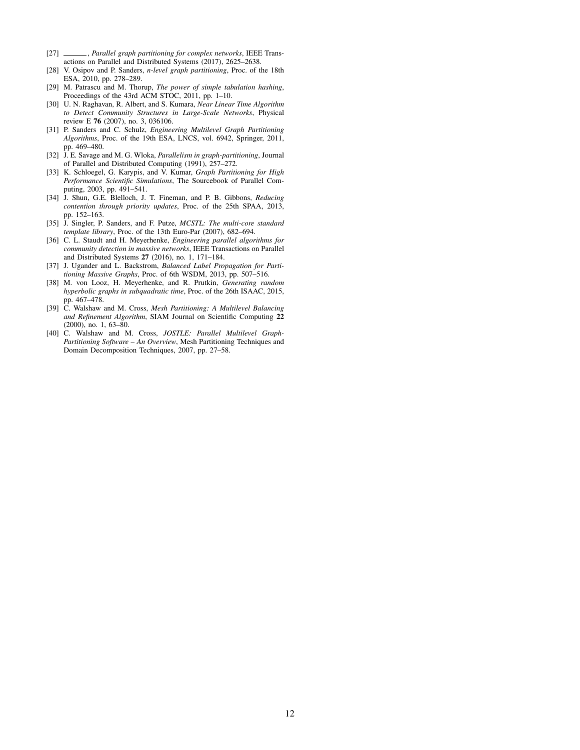[27] ______, *Parallel graph partitioning for complex networks*, IEEE Transactions on Parallel and Distributed Systems (2017), 2625–2638.

[28] V. Osipov and P. Sanders, *n-level graph partitioning*, Proc. of the 18th ESA, 2010, pp. 278–289.

[29] M. Patrascu and M. Thorup, *The power of simple tabulation hashing*, Proceedings of the 43rd ACM STOC, 2011, pp. 1–10.

[30] U. N. Raghavan, R. Albert, and S. Kumara, *Near Linear Time Algorithm to Detect Community Structures in Large-Scale Networks*, Physical review E **76** (2007), no. 3, 036106.

[31] P. Sanders and C. Schulz, *Engineering Multilevel Graph Partitioning Algorithms*, Proc. of the 19th ESA, LNCS, vol. 6942, Springer, 2011, pp. 469–480.

[32] J. E. Savage and M. G. Wloka, *Parallelism in graph-partitioning*, Journal of Parallel and Distributed Computing (1991), 257–272.

[33] K. Schloegel, G. Karypis, and V. Kumar, *Graph Partitioning for High Performance Scientific Simulations*, The Sourcebook of Parallel Computing, 2003, pp. 491–541.

[34] J. Shun, G.E. Blelloch, J. T. Fineman, and P. B. Gibbons, *Reducing contention through priority updates*, Proc. of the 25th SPAA, 2013, pp. 152–163.

[35] J. Singler, P. Sanders, and F. Putze, *MCSTL: The multi-core standard template library*, Proc. of the 13th Euro-Par (2007), 682–694.

[36] C. L. Staudt and H. Meyerhenke, *Engineering parallel algorithms for community detection in massive networks*, IEEE Transactions on Parallel and Distributed Systems **27** (2016), no. 1, 171–184.

[37] J. Ugander and L. Backstrom, *Balanced Label Propagation for Partitioning Massive Graphs*, Proc. of 6th WSDM, 2013, pp. 507–516.

[38] M. von Looz, H. Meyerhenke, and R. Prutkin, *Generating random hyperbolic graphs in subquadratic time*, Proc. of the 26th ISAAC, 2015, pp. 467–478.

[39] C. Walshaw and M. Cross, *Mesh Partitioning: A Multilevel Balancing and Refinement Algorithm*, SIAM Journal on Scientific Computing **22** (2000), no. 1, 63–80.

[40] C. Walshaw and M. Cross, *JOSTLE: Parallel Multilevel Graph-Partitioning Software – An Overview*, Mesh Partitioning Techniques and Domain Decomposition Techniques, 2007, pp. 27–58.